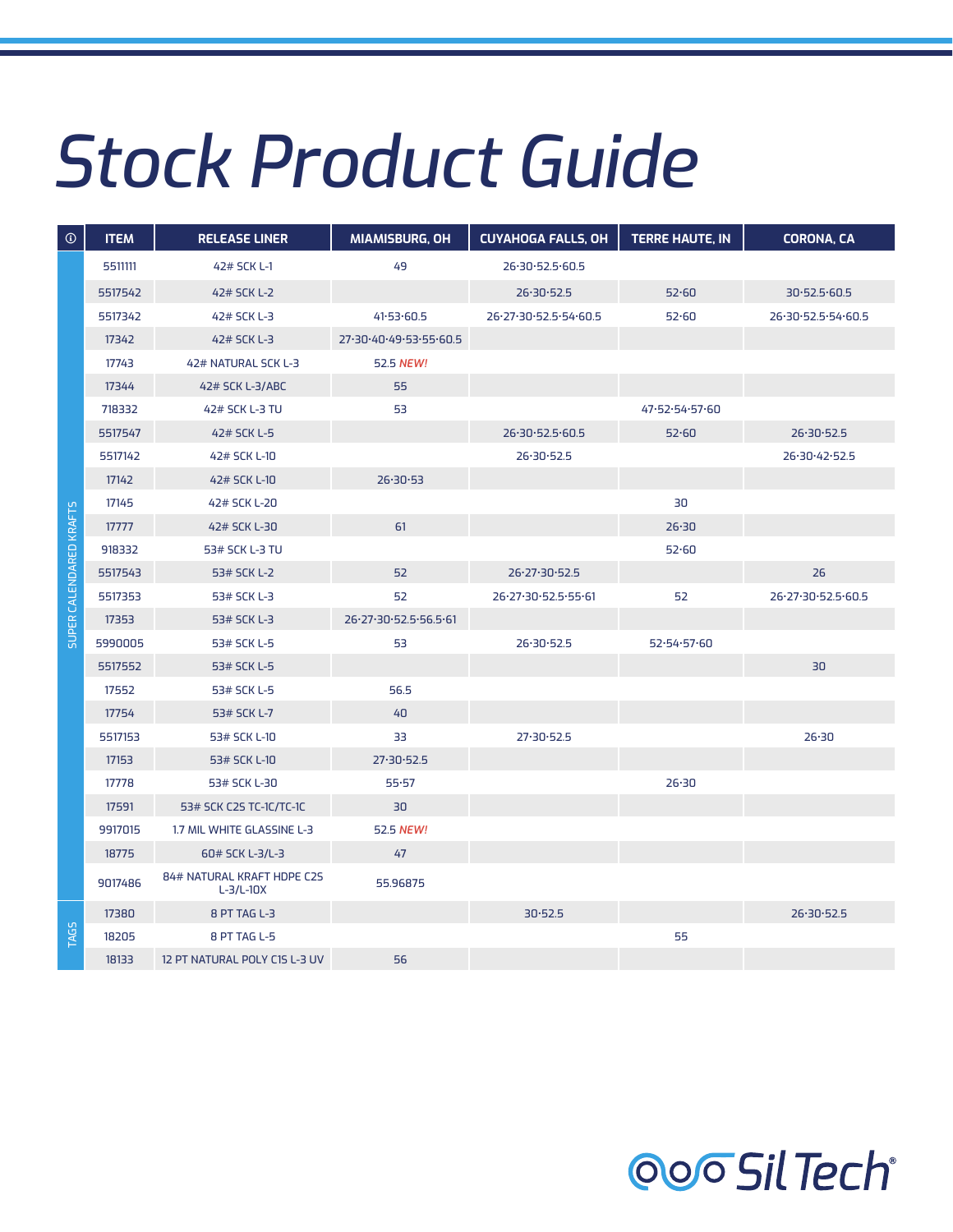# Stock Product Guide

| ⓘ | ITEM | RELEASE LINER | MIAMISBURG, OH | CUYAHOGA FALLS, OH | TERRE HAUTE, IN | CORONA, CA |
|---|---|---|---|---|---|---|
| SUPER CALENDARED KRAFTS | 5511111 | 42# SCK L-1 | 49 | 26·30·52.5·60.5 | | |
| | 5517542 | 42# SCK L-2 | | 26·30·52.5 | 52·60 | 30·52.5·60.5 |
| | 5517342 | 42# SCK L-3 | 41·53·60.5 | 26·27·30·52.5·54·60.5 | 52·60 | 26·30·52.5·54·60.5 |
| | 17342 | 42# SCK L-3 | 27·30·40·49·53·55·60.5 | | | |
| | 17743 | 42# NATURAL SCK L-3 | 52.5 *NEW!* | | | |
| | 17344 | 42# SCK L-3/ABC | 55 | | | |
| | 718332 | 42# SCK L-3 TU | 53 | | 47·52·54·57·60 | |
| | 5517547 | 42# SCK L-5 | | 26·30·52.5·60.5 | 52·60 | 26·30·52.5 |
| | 5517142 | 42# SCK L-10 | | 26·30·52.5 | | 26·30·42·52.5 |
| | 17142 | 42# SCK L-10 | 26·30·53 | | | |
| | 17145 | 42# SCK L-20 | | | 30 | |
| | 17777 | 42# SCK L-30 | 61 | | 26·30 | |
| | 918332 | 53# SCK L-3 TU | | | 52·60 | |
| | 5517543 | 53# SCK L-2 | 52 | 26·27·30·52.5 | | 26 |
| | 5517353 | 53# SCK L-3 | 52 | 26·27·30·52.5·55·61 | 52 | 26·27·30·52.5·60.5 |
| | 17353 | 53# SCK L-3 | 26·27·30·52.5·56.5·61 | | | |
| | 5990005 | 53# SCK L-5 | 53 | 26·30·52.5 | 52·54·57·60 | |
| | 5517552 | 53# SCK L-5 | | | | 30 |
| | 17552 | 53# SCK L-5 | 56.5 | | | |
| | 17754 | 53# SCK L-7 | 40 | | | |
| | 5517153 | 53# SCK L-10 | 33 | 27·30·52.5 | | 26·30 |
| | 17153 | 53# SCK L-10 | 27·30·52.5 | | | |
| | 17778 | 53# SCK L-30 | 55·57 | | 26·30 | |
| | 17591 | 53# SCK C2S TC-1C/TC-1C | 30 | | | |
| | 9917015 | 1.7 MIL WHITE GLASSINE L-3 | 52.5 *NEW!* | | | |
| | 18775 | 60# SCK L-3/L-3 | 47 | | | |
| | 9017486 | 84# NATURAL KRAFT HDPE C2S L-3/L-10X | 55.96875 | | | |
| TAGS | 17380 | 8 PT TAG L-3 | | 30·52.5 | | 26·30·52.5 |
| | 18205 | 8 PT TAG L-5 | | | 55 | |
| | 18133 | 12 PT NATURAL POLY C1S L-3 UV | 56 | | | |

Sil Tech®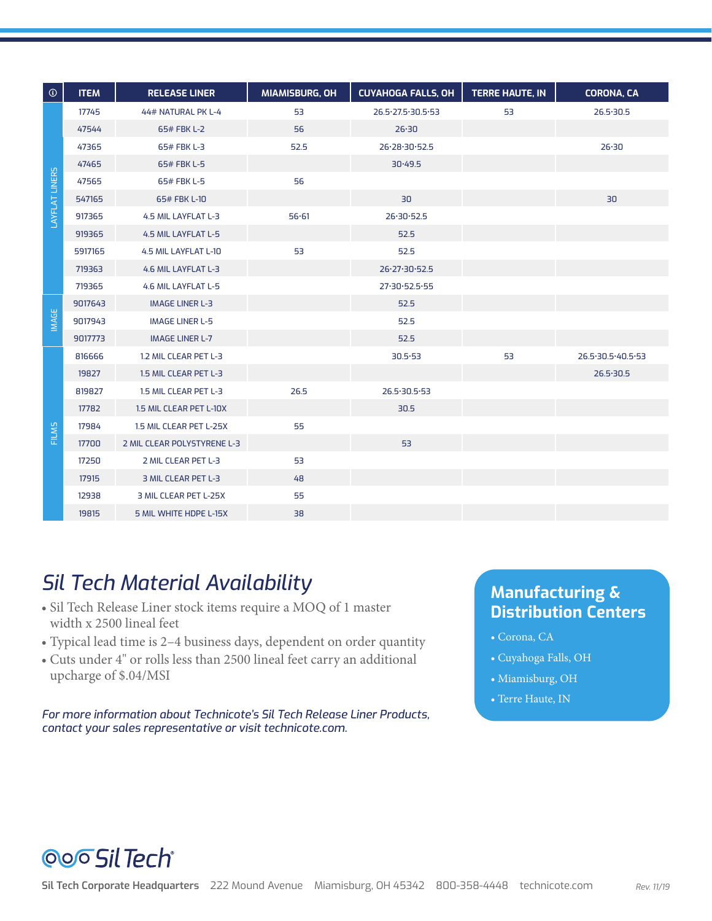| ⓘ | ITEM | RELEASE LINER | MIAMISBURG, OH | CUYAHOGA FALLS, OH | TERRE HAUTE, IN | CORONA, CA |
|---|---|---|---|---|---|---|
| LAYFLAT LINERS | 17745 | 44# NATURAL PK L-4 | 53 | 26.5·27.5·30.5·53 | 53 | 26.5·30.5 |
| | 47544 | 65# FBK L-2 | 56 | 26·30 | | |
| | 47365 | 65# FBK L-3 | 52.5 | 26·28·30·52.5 | | 26·30 |
| | 47465 | 65# FBK L-5 | | 30·49.5 | | |
| | 47565 | 65# FBK L-5 | 56 | | | |
| | 547165 | 65# FBK L-10 | | 30 | | 30 |
| | 917365 | 4.5 MIL LAYFLAT L-3 | 56·61 | 26·30·52.5 | | |
| | 919365 | 4.5 MIL LAYFLAT L-5 | | 52.5 | | |
| | 5917165 | 4.5 MIL LAYFLAT L-10 | 53 | 52.5 | | |
| | 719363 | 4.6 MIL LAYFLAT L-3 | | 26·27·30·52.5 | | |
| | 719365 | 4.6 MIL LAYFLAT L-5 | | 27·30·52.5·55 | | |
| IMAGE | 9017643 | IMAGE LINER L-3 | | 52.5 | | |
| | 9017943 | IMAGE LINER L-5 | | 52.5 | | |
| | 9017773 | IMAGE LINER L-7 | | 52.5 | | |
| FILMS | 816666 | 1.2 MIL CLEAR PET L-3 | | 30.5·53 | 53 | 26.5·30.5·40.5·53 |
| | 19827 | 1.5 MIL CLEAR PET L-3 | | | | 26.5·30.5 |
| | 819827 | 1.5 MIL CLEAR PET L-3 | 26.5 | 26.5·30.5·53 | | |
| | 17782 | 1.5 MIL CLEAR PET L-10X | | 30.5 | | |
| | 17984 | 1.5 MIL CLEAR PET L-25X | 55 | | | |
| | 17700 | 2 MIL CLEAR POLYSTYRENE L-3 | | 53 | | |
| | 17250 | 2 MIL CLEAR PET L-3 | 53 | | | |
| | 17915 | 3 MIL CLEAR PET L-3 | 48 | | | |
| | 12938 | 3 MIL CLEAR PET L-25X | 55 | | | |
| | 19815 | 5 MIL WHITE HDPE L-15X | 38 | | | |

## *Sil Tech Material Availability*

- Sil Tech Release Liner stock items require a MOQ of 1 master width x 2500 lineal feet
- Typical lead time is 2–4 business days, dependent on order quantity
- Cuts under 4" or rolls less than 2500 lineal feet carry an additional upcharge of $.04/MSI

*For more information about Technicote's Sil Tech Release Liner Products, contact your sales representative or visit technicote.com.*

## Manufacturing & Distribution Centers

- Corona, CA
- Cuyahoga Falls, OH
- Miamisburg, OH
- Terre Haute, IN

Sil Tech®

**Sil Tech Corporate Headquarters** 222 Mound Avenue Miamisburg, OH 45342 800-358-4448 technicote.com

*Rev. 11/19*